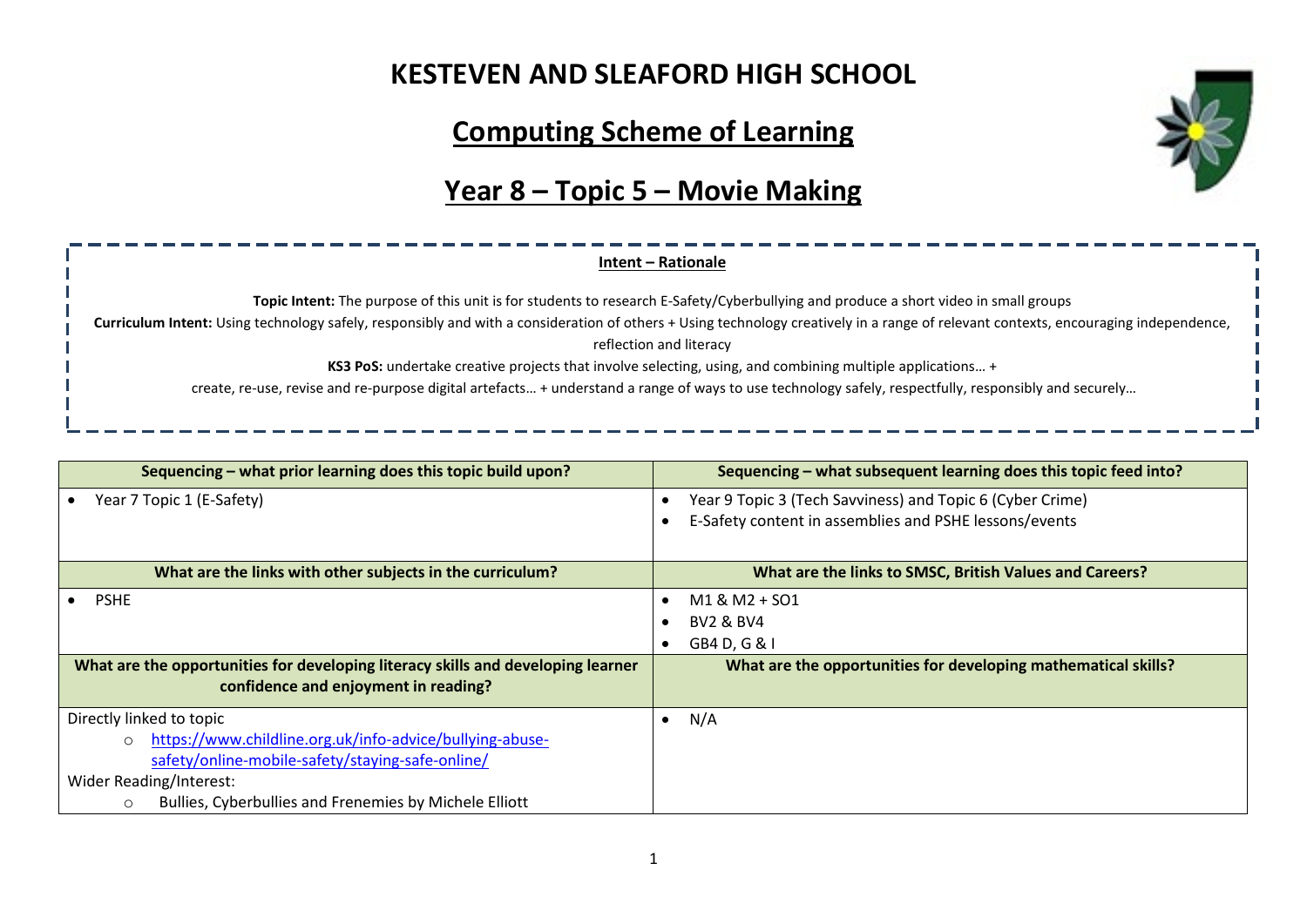# KESTEVEN AND SLEAFORD HIGH SCHOOL

## Computing Scheme of Learning

## Year 8 – Topic 5 – Movie Making

**Intent – Rationale**

**Topic Intent:** The purpose of this unit is for students to research E-Safety/Cyberbullying and produce a short video in small groups

**Curriculum Intent:** Using technology safely, responsibly and with a consideration of others + Using technology creatively in a range of relevant contexts, encouraging independence, reflection and literacy

**KS3 PoS:** undertake creative projects that involve selecting, using, and combining multiple applications… +
create, re-use, revise and re-purpose digital artefacts… + understand a range of ways to use technology safely, respectfully, responsibly and securely…

| Sequencing – what prior learning does this topic build upon? | Sequencing – what subsequent learning does this topic feed into? |
| --- | --- |
| • Year 7 Topic 1 (E-Safety) | • Year 9 Topic 3 (Tech Savviness) and Topic 6 (Cyber Crime)<br>• E-Safety content in assemblies and PSHE lessons/events |
| **What are the links with other subjects in the curriculum?** | **What are the links to SMSC, British Values and Careers?** |
| • PSHE | • M1 & M2 + SO1<br>• BV2 & BV4<br>• GB4 D, G & I |
| **What are the opportunities for developing literacy skills and developing learner confidence and enjoyment in reading?** | **What are the opportunities for developing mathematical skills?** |
| Directly linked to topic<br>○ https://www.childline.org.uk/info-advice/bullying-abuse-safety/online-mobile-safety/staying-safe-online/<br>Wider Reading/Interest:<br>○ Bullies, Cyberbullies and Frenemies by Michele Elliott | • N/A |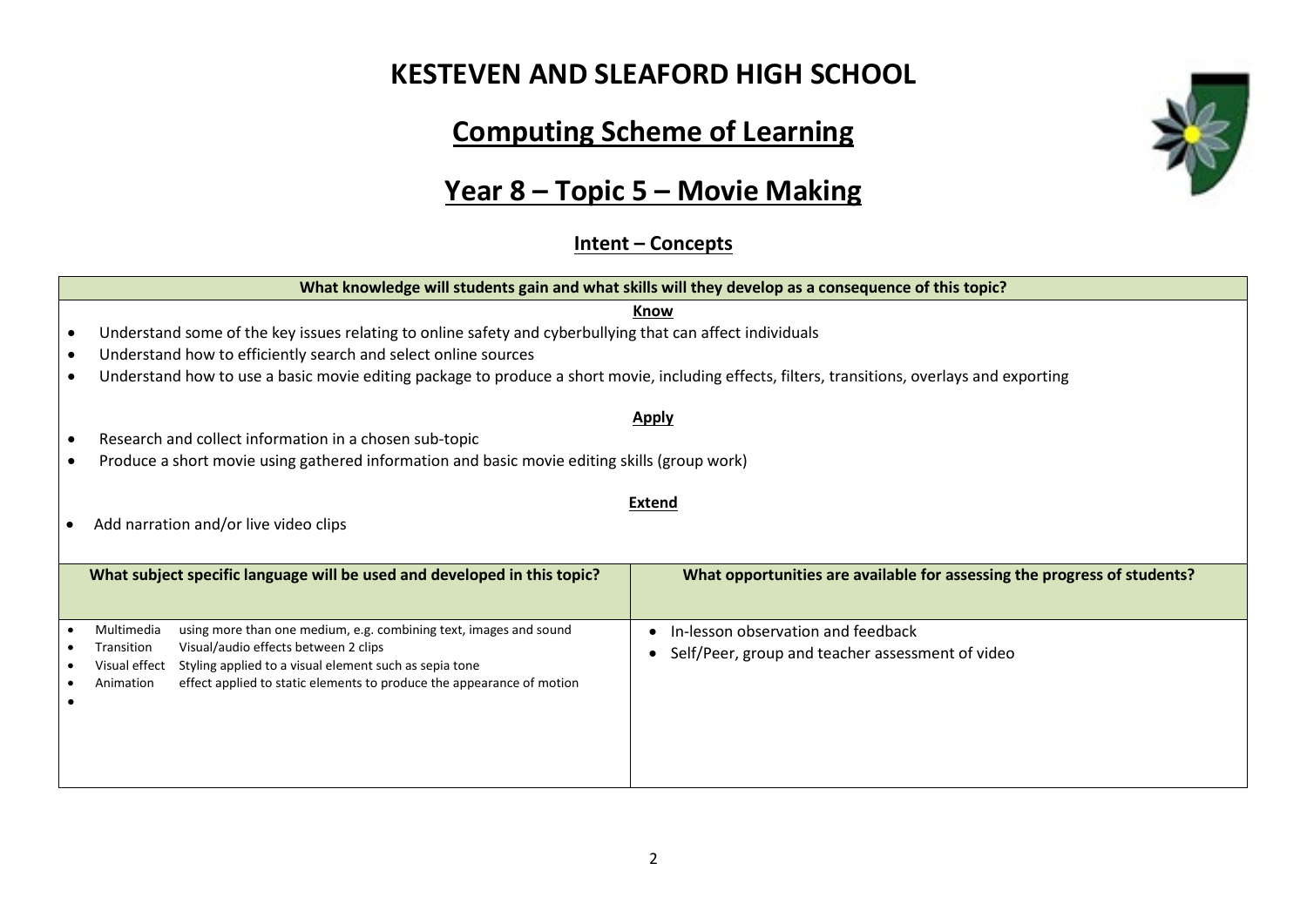# KESTEVEN AND SLEAFORD HIGH SCHOOL

## Computing Scheme of Learning

## Year 8 – Topic 5 – Movie Making

### Intent – Concepts

**What knowledge will students gain and what skills will they develop as a consequence of this topic?**

**Know**

- Understand some of the key issues relating to online safety and cyberbullying that can affect individuals
- Understand how to efficiently search and select online sources
- Understand how to use a basic movie editing package to produce a short movie, including effects, filters, transitions, overlays and exporting

**Apply**

- Research and collect information in a chosen sub-topic
- Produce a short movie using gathered information and basic movie editing skills (group work)

**Extend**

- Add narration and/or live video clips

| What subject specific language will be used and developed in this topic? | What opportunities are available for assessing the progress of students? |
|---|---|
| • Multimedia – using more than one medium, e.g. combining text, images and sound<br>• Transition – Visual/audio effects between 2 clips<br>• Visual effect – Styling applied to a visual element such as sepia tone<br>• Animation – effect applied to static elements to produce the appearance of motion<br>• | • In-lesson observation and feedback<br>• Self/Peer, group and teacher assessment of video |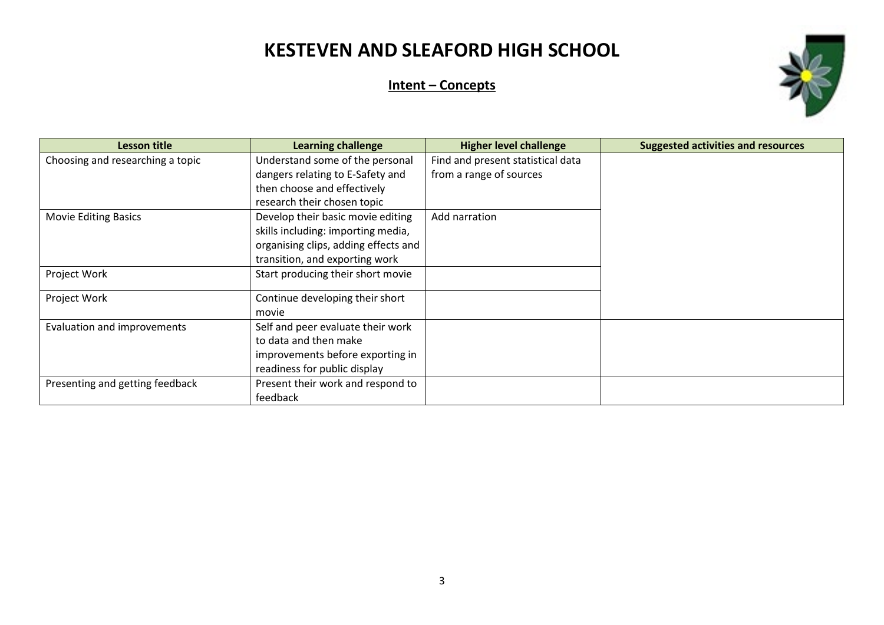# KESTEVEN AND SLEAFORD HIGH SCHOOL

## Intent – Concepts

| Lesson title | Learning challenge | Higher level challenge | Suggested activities and resources |
|---|---|---|---|
| Choosing and researching a topic | Understand some of the personal dangers relating to E-Safety and then choose and effectively research their chosen topic | Find and present statistical data from a range of sources | |
| Movie Editing Basics | Develop their basic movie editing skills including: importing media, organising clips, adding effects and transition, and exporting work | Add narration | |
| Project Work | Start producing their short movie | | |
| Project Work | Continue developing their short movie | | |
| Evaluation and improvements | Self and peer evaluate their work to data and then make improvements before exporting in readiness for public display | | |
| Presenting and getting feedback | Present their work and respond to feedback | | |